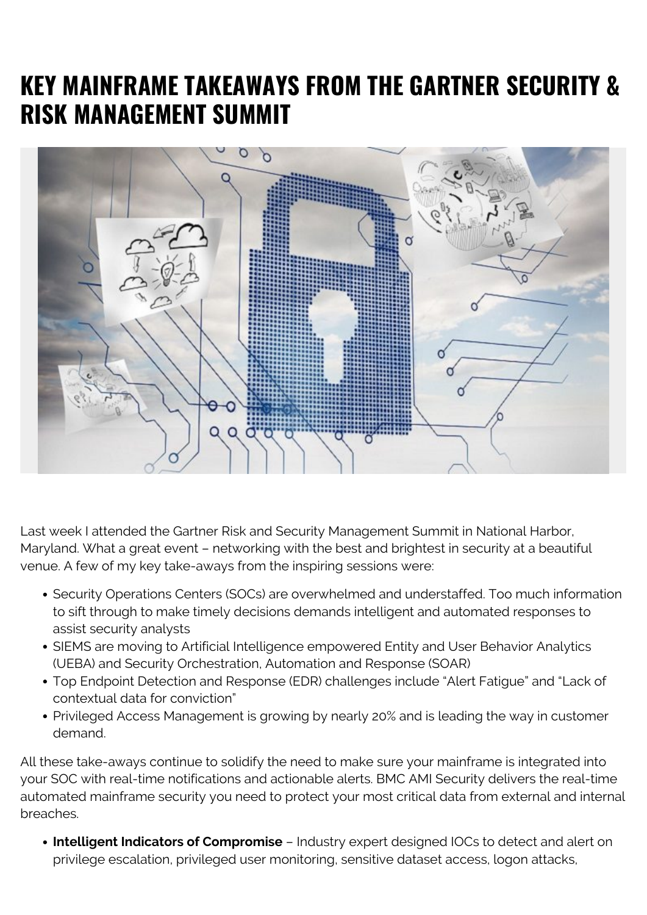# KEY MAINFRAME TAKEAWAYS FROM THE GARTNER SECURITY & RISK MANAGEMENT SUMMIT

Last week I attended the Gartner Risk and Security Management Summit in National Harbor, Maryland. What a great event – networking with the best and brightest in security at a beautiful venue. A few of my key take-aways from the inspiring sessions were:

- Security Operations Centers (SOCs) are overwhelmed and understaffed. Too much information to sift through to make timely decisions demands intelligent and automated responses to assist security analysts
- SIEMS are moving to Artificial Intelligence empowered Entity and User Behavior Analytics (UEBA) and Security Orchestration, Automation and Response (SOAR)
- Top Endpoint Detection and Response (EDR) challenges include "Alert Fatigue" and "Lack of contextual data for conviction"
- Privileged Access Management is growing by nearly 20% and is leading the way in customer demand.

All these take-aways continue to solidify the need to make sure your mainframe is integrated into your SOC with real-time notifications and actionable alerts. BMC AMI Security delivers the real-time automated mainframe security you need to protect your most critical data from external and internal breaches.

- **Intelligent Indicators of Compromise** – Industry expert designed IOCs to detect and alert on privilege escalation, privileged user monitoring, sensitive dataset access, logon attacks,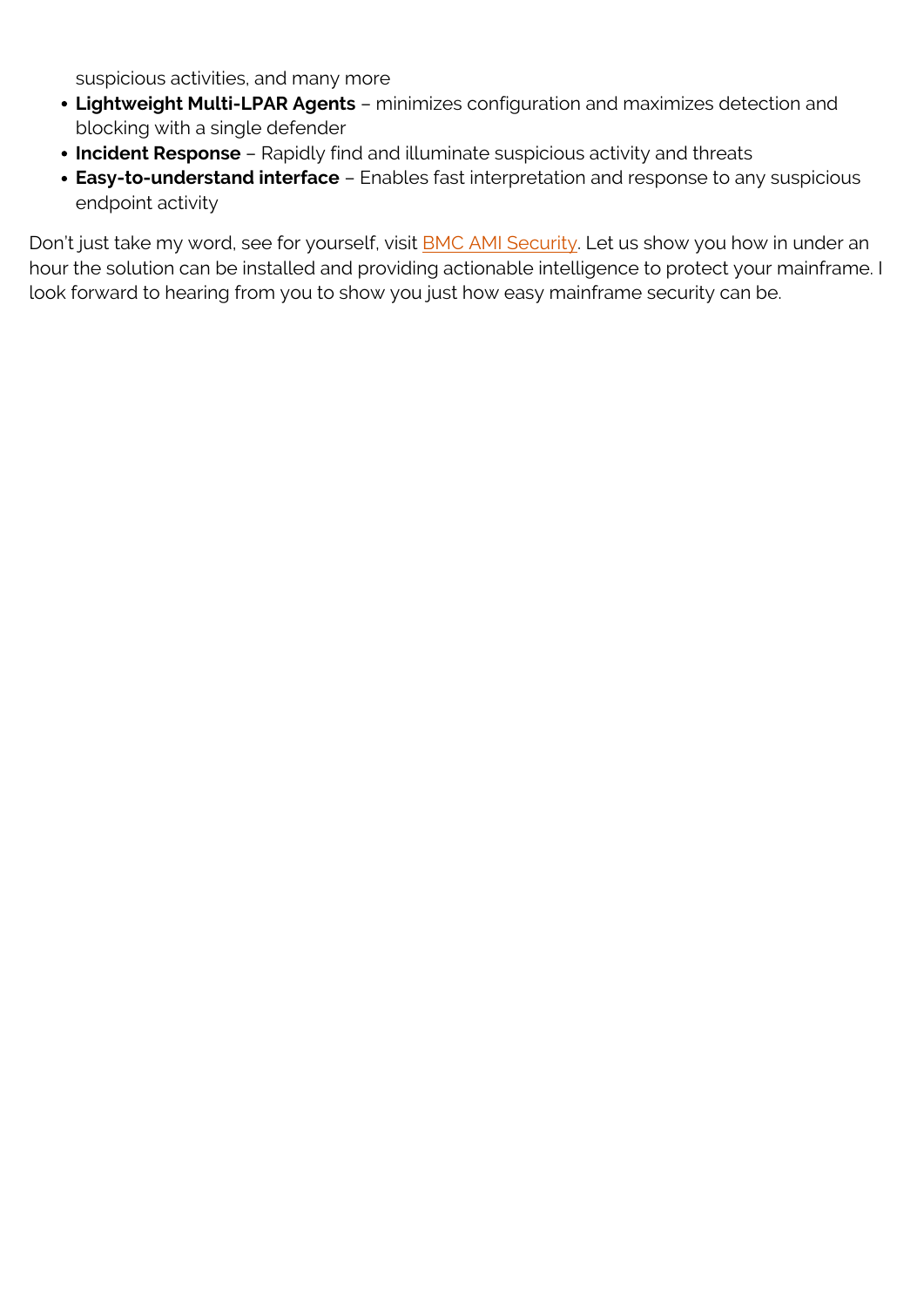suspicious activities, and many more

- **Lightweight Multi-LPAR Agents** – minimizes configuration and maximizes detection and blocking with a single defender
- **Incident Response** – Rapidly find and illuminate suspicious activity and threats
- **Easy-to-understand interface** – Enables fast interpretation and response to any suspicious endpoint activity

Don't just take my word, see for yourself, visit BMC AMI Security. Let us show you how in under an hour the solution can be installed and providing actionable intelligence to protect your mainframe. I look forward to hearing from you to show you just how easy mainframe security can be.